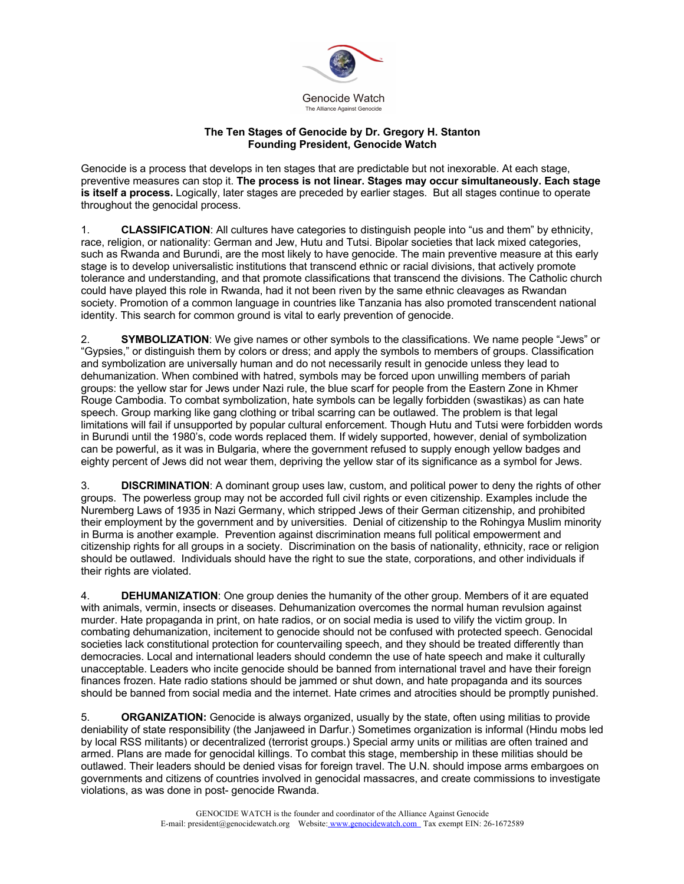Genocide Watch

The Alliance Against Genocide

**The Ten Stages of Genocide by Dr. Gregory H. Stanton**
**Founding President, Genocide Watch**

Genocide is a process that develops in ten stages that are predictable but not inexorable. At each stage, preventive measures can stop it. **The process is not linear. Stages may occur simultaneously. Each stage is itself a process.** Logically, later stages are preceded by earlier stages. But all stages continue to operate throughout the genocidal process.

1. **CLASSIFICATION**: All cultures have categories to distinguish people into "us and them" by ethnicity, race, religion, or nationality: German and Jew, Hutu and Tutsi. Bipolar societies that lack mixed categories, such as Rwanda and Burundi, are the most likely to have genocide. The main preventive measure at this early stage is to develop universalistic institutions that transcend ethnic or racial divisions, that actively promote tolerance and understanding, and that promote classifications that transcend the divisions. The Catholic church could have played this role in Rwanda, had it not been riven by the same ethnic cleavages as Rwandan society. Promotion of a common language in countries like Tanzania has also promoted transcendent national identity. This search for common ground is vital to early prevention of genocide.

2. **SYMBOLIZATION**: We give names or other symbols to the classifications. We name people "Jews" or "Gypsies," or distinguish them by colors or dress; and apply the symbols to members of groups. Classification and symbolization are universally human and do not necessarily result in genocide unless they lead to dehumanization. When combined with hatred, symbols may be forced upon unwilling members of pariah groups: the yellow star for Jews under Nazi rule, the blue scarf for people from the Eastern Zone in Khmer Rouge Cambodia. To combat symbolization, hate symbols can be legally forbidden (swastikas) as can hate speech. Group marking like gang clothing or tribal scarring can be outlawed. The problem is that legal limitations will fail if unsupported by popular cultural enforcement. Though Hutu and Tutsi were forbidden words in Burundi until the 1980's, code words replaced them. If widely supported, however, denial of symbolization can be powerful, as it was in Bulgaria, where the government refused to supply enough yellow badges and eighty percent of Jews did not wear them, depriving the yellow star of its significance as a symbol for Jews.

3. **DISCRIMINATION**: A dominant group uses law, custom, and political power to deny the rights of other groups. The powerless group may not be accorded full civil rights or even citizenship. Examples include the Nuremberg Laws of 1935 in Nazi Germany, which stripped Jews of their German citizenship, and prohibited their employment by the government and by universities. Denial of citizenship to the Rohingya Muslim minority in Burma is another example. Prevention against discrimination means full political empowerment and citizenship rights for all groups in a society. Discrimination on the basis of nationality, ethnicity, race or religion should be outlawed. Individuals should have the right to sue the state, corporations, and other individuals if their rights are violated.

4. **DEHUMANIZATION**: One group denies the humanity of the other group. Members of it are equated with animals, vermin, insects or diseases. Dehumanization overcomes the normal human revulsion against murder. Hate propaganda in print, on hate radios, or on social media is used to vilify the victim group. In combating dehumanization, incitement to genocide should not be confused with protected speech. Genocidal societies lack constitutional protection for countervailing speech, and they should be treated differently than democracies. Local and international leaders should condemn the use of hate speech and make it culturally unacceptable. Leaders who incite genocide should be banned from international travel and have their foreign finances frozen. Hate radio stations should be jammed or shut down, and hate propaganda and its sources should be banned from social media and the internet. Hate crimes and atrocities should be promptly punished.

5. **ORGANIZATION:** Genocide is always organized, usually by the state, often using militias to provide deniability of state responsibility (the Janjaweed in Darfur.) Sometimes organization is informal (Hindu mobs led by local RSS militants) or decentralized (terrorist groups.) Special army units or militias are often trained and armed. Plans are made for genocidal killings. To combat this stage, membership in these militias should be outlawed. Their leaders should be denied visas for foreign travel. The U.N. should impose arms embargoes on governments and citizens of countries involved in genocidal massacres, and create commissions to investigate violations, as was done in post- genocide Rwanda.

GENOCIDE WATCH is the founder and coordinator of the Alliance Against Genocide
E-mail: president@genocidewatch.org Website: www.genocidewatch.com Tax exempt EIN: 26-1672589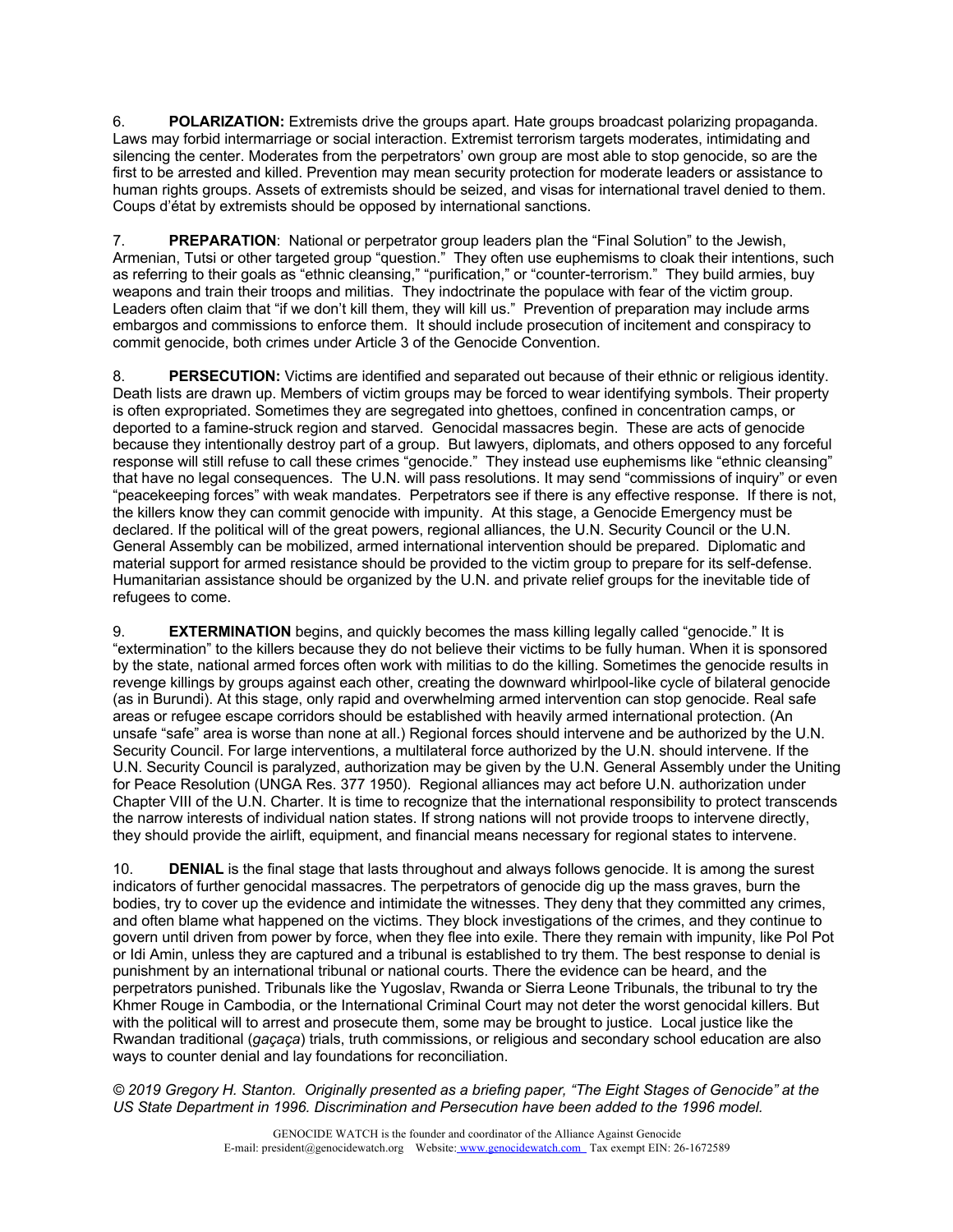6. **POLARIZATION:** Extremists drive the groups apart. Hate groups broadcast polarizing propaganda. Laws may forbid intermarriage or social interaction. Extremist terrorism targets moderates, intimidating and silencing the center. Moderates from the perpetrators' own group are most able to stop genocide, so are the first to be arrested and killed. Prevention may mean security protection for moderate leaders or assistance to human rights groups. Assets of extremists should be seized, and visas for international travel denied to them. Coups d'état by extremists should be opposed by international sanctions.

7. **PREPARATION**: National or perpetrator group leaders plan the "Final Solution" to the Jewish, Armenian, Tutsi or other targeted group "question." They often use euphemisms to cloak their intentions, such as referring to their goals as "ethnic cleansing," "purification," or "counter-terrorism." They build armies, buy weapons and train their troops and militias. They indoctrinate the populace with fear of the victim group. Leaders often claim that "if we don't kill them, they will kill us." Prevention of preparation may include arms embargos and commissions to enforce them. It should include prosecution of incitement and conspiracy to commit genocide, both crimes under Article 3 of the Genocide Convention.

8. **PERSECUTION:** Victims are identified and separated out because of their ethnic or religious identity. Death lists are drawn up. Members of victim groups may be forced to wear identifying symbols. Their property is often expropriated. Sometimes they are segregated into ghettoes, confined in concentration camps, or deported to a famine-struck region and starved. Genocidal massacres begin. These are acts of genocide because they intentionally destroy part of a group. But lawyers, diplomats, and others opposed to any forceful response will still refuse to call these crimes "genocide." They instead use euphemisms like "ethnic cleansing" that have no legal consequences. The U.N. will pass resolutions. It may send "commissions of inquiry" or even "peacekeeping forces" with weak mandates. Perpetrators see if there is any effective response. If there is not, the killers know they can commit genocide with impunity. At this stage, a Genocide Emergency must be declared. If the political will of the great powers, regional alliances, the U.N. Security Council or the U.N. General Assembly can be mobilized, armed international intervention should be prepared. Diplomatic and material support for armed resistance should be provided to the victim group to prepare for its self-defense. Humanitarian assistance should be organized by the U.N. and private relief groups for the inevitable tide of refugees to come.

9. **EXTERMINATION** begins, and quickly becomes the mass killing legally called "genocide." It is "extermination" to the killers because they do not believe their victims to be fully human. When it is sponsored by the state, national armed forces often work with militias to do the killing. Sometimes the genocide results in revenge killings by groups against each other, creating the downward whirlpool-like cycle of bilateral genocide (as in Burundi). At this stage, only rapid and overwhelming armed intervention can stop genocide. Real safe areas or refugee escape corridors should be established with heavily armed international protection. (An unsafe "safe" area is worse than none at all.) Regional forces should intervene and be authorized by the U.N. Security Council. For large interventions, a multilateral force authorized by the U.N. should intervene. If the U.N. Security Council is paralyzed, authorization may be given by the U.N. General Assembly under the Uniting for Peace Resolution (UNGA Res. 377 1950). Regional alliances may act before U.N. authorization under Chapter VIII of the U.N. Charter. It is time to recognize that the international responsibility to protect transcends the narrow interests of individual nation states. If strong nations will not provide troops to intervene directly, they should provide the airlift, equipment, and financial means necessary for regional states to intervene.

10. **DENIAL** is the final stage that lasts throughout and always follows genocide. It is among the surest indicators of further genocidal massacres. The perpetrators of genocide dig up the mass graves, burn the bodies, try to cover up the evidence and intimidate the witnesses. They deny that they committed any crimes, and often blame what happened on the victims. They block investigations of the crimes, and they continue to govern until driven from power by force, when they flee into exile. There they remain with impunity, like Pol Pot or Idi Amin, unless they are captured and a tribunal is established to try them. The best response to denial is punishment by an international tribunal or national courts. There the evidence can be heard, and the perpetrators punished. Tribunals like the Yugoslav, Rwanda or Sierra Leone Tribunals, the tribunal to try the Khmer Rouge in Cambodia, or the International Criminal Court may not deter the worst genocidal killers. But with the political will to arrest and prosecute them, some may be brought to justice. Local justice like the Rwandan traditional (*gaçaça*) trials, truth commissions, or religious and secondary school education are also ways to counter denial and lay foundations for reconciliation.

*© 2019 Gregory H. Stanton. Originally presented as a briefing paper, "The Eight Stages of Genocide" at the US State Department in 1996. Discrimination and Persecution have been added to the 1996 model.*

GENOCIDE WATCH is the founder and coordinator of the Alliance Against Genocide
E-mail: president@genocidewatch.org Website: www.genocidewatch.com Tax exempt EIN: 26-1672589